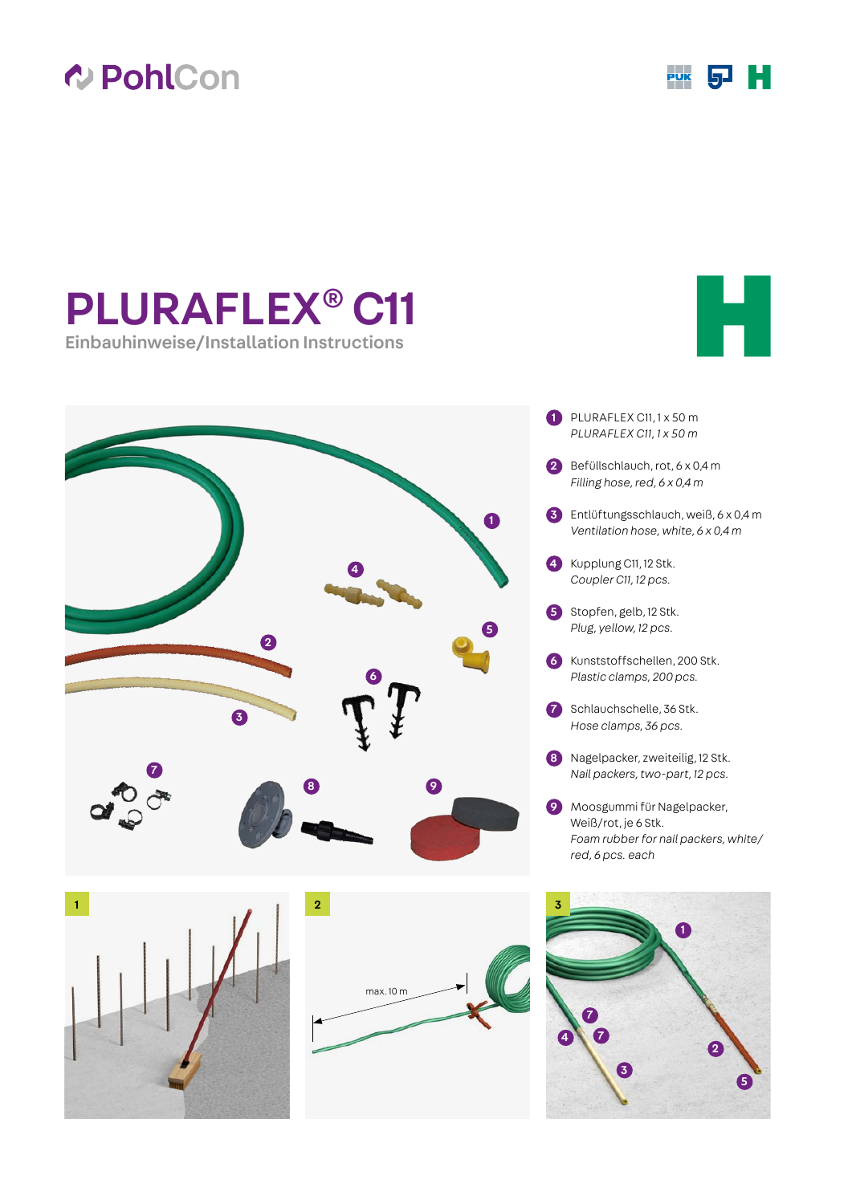# PLURAFLEX® C11

Einbauhinweise/Installation Instructions

1. PLURAFLEX C11, 1 x 50 m
   *PLURAFLEX C11, 1 x 50 m*
2. Befüllschlauch, rot, 6 x 0,4 m
   *Filling hose, red, 6 x 0,4 m*
3. Entlüftungsschlauch, weiß, 6 x 0,4 m
   *Ventilation hose, white, 6 x 0,4 m*
4. Kupplung C11, 12 Stk.
   *Coupler C11, 12 pcs.*
5. Stopfen, gelb, 12 Stk.
   *Plug, yellow, 12 pcs.*
6. Kunststoffschellen, 200 Stk.
   *Plastic clamps, 200 pcs.*
7. Schlauchschelle, 36 Stk.
   *Hose clamps, 36 pcs.*
8. Nagelpacker, zweiteilig, 12 Stk.
   *Nail packers, two-part, 12 pcs.*
9. Moosgummi für Nagelpacker, Weiß/rot, je 6 Stk.
   *Foam rubber for nail packers, white/ red, 6 pcs. each*

1

2

max. 10 m

3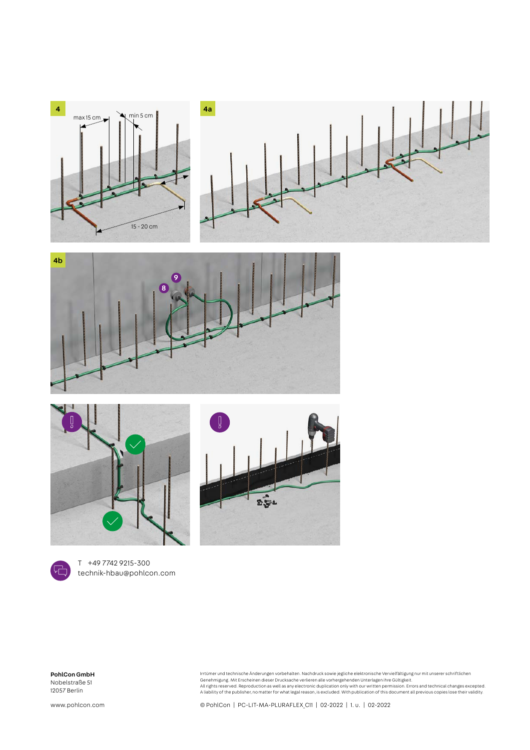4

max 15 cm

min 5 cm

15 - 20 cm

4a

4b

9

8

T +49 7742 9215-300
technik-hbau@pohlcon.com

**PohlCon GmbH**
Nobelstraße 51
12057 Berlin

www.pohlcon.com

Irrtümer und technische Änderungen vorbehalten. Nachdruck sowie jegliche elektronische Vervielfältigung nur mit unserer schriftlichen Genehmigung. Mit Erscheinen dieser Drucksache verlieren alle vorhergehenden Unterlagen ihre Gültigkeit.
All rights reserved. Reproduction as well as any electronic duplication only with our written permission. Errors and technical changes excepted. A liability of the publisher, no matter for what legal reason, is excluded. With publication of this document all previous copies lose their validity.

© PohlCon | PC-LIT-MA-PLURAFLEX_C11 | 02-2022 | 1. u. | 02-2022